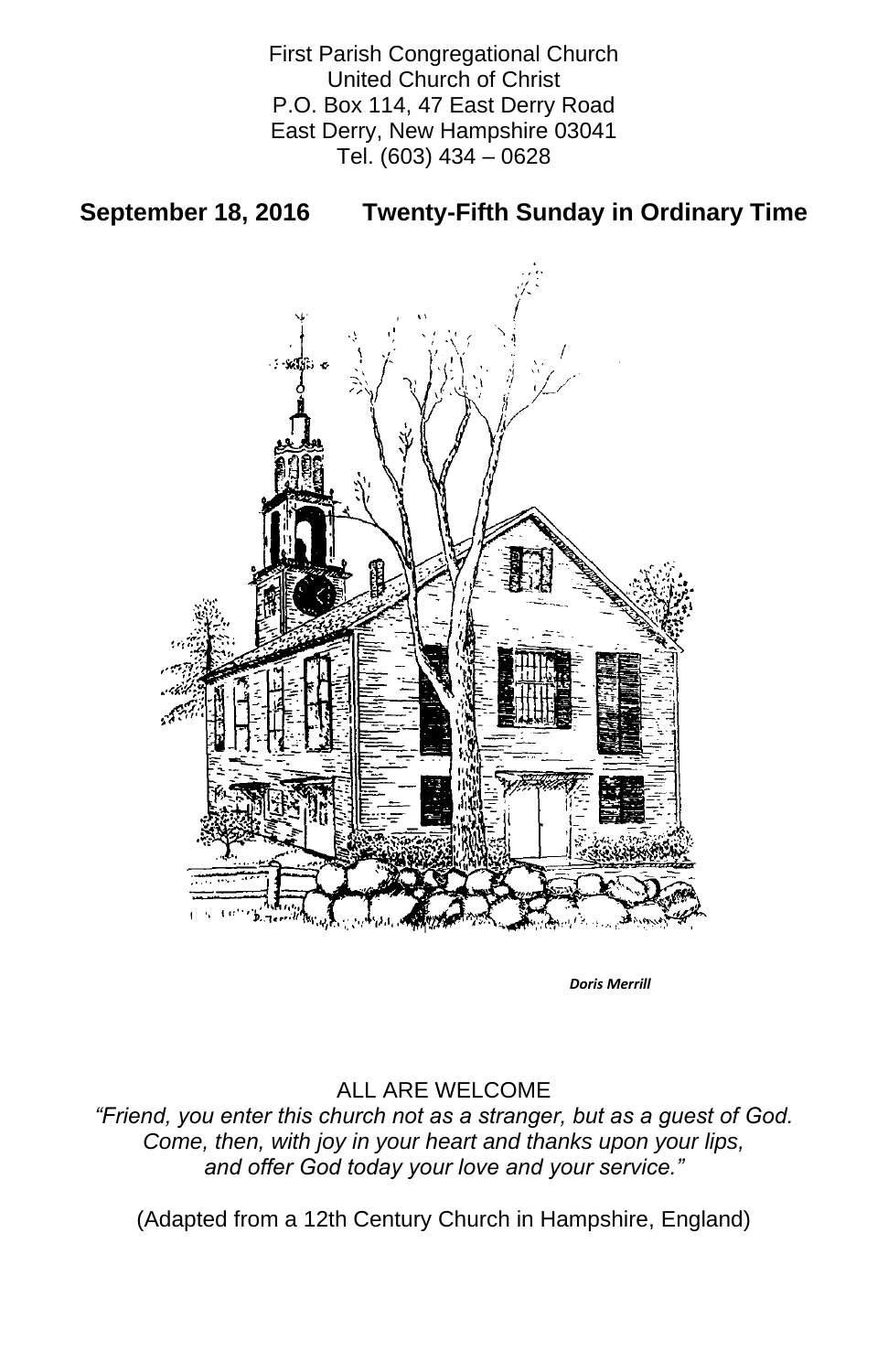First Parish Congregational Church
United Church of Christ
P.O. Box 114, 47 East Derry Road
East Derry, New Hampshire 03041
Tel. (603) 434 – 0628

**September 18, 2016 Twenty-Fifth Sunday in Ordinary Time**

***Doris Merrill***

ALL ARE WELCOME

*"Friend, you enter this church not as a stranger, but as a guest of God.
Come, then, with joy in your heart and thanks upon your lips,
and offer God today your love and your service."*

(Adapted from a 12th Century Church in Hampshire, England)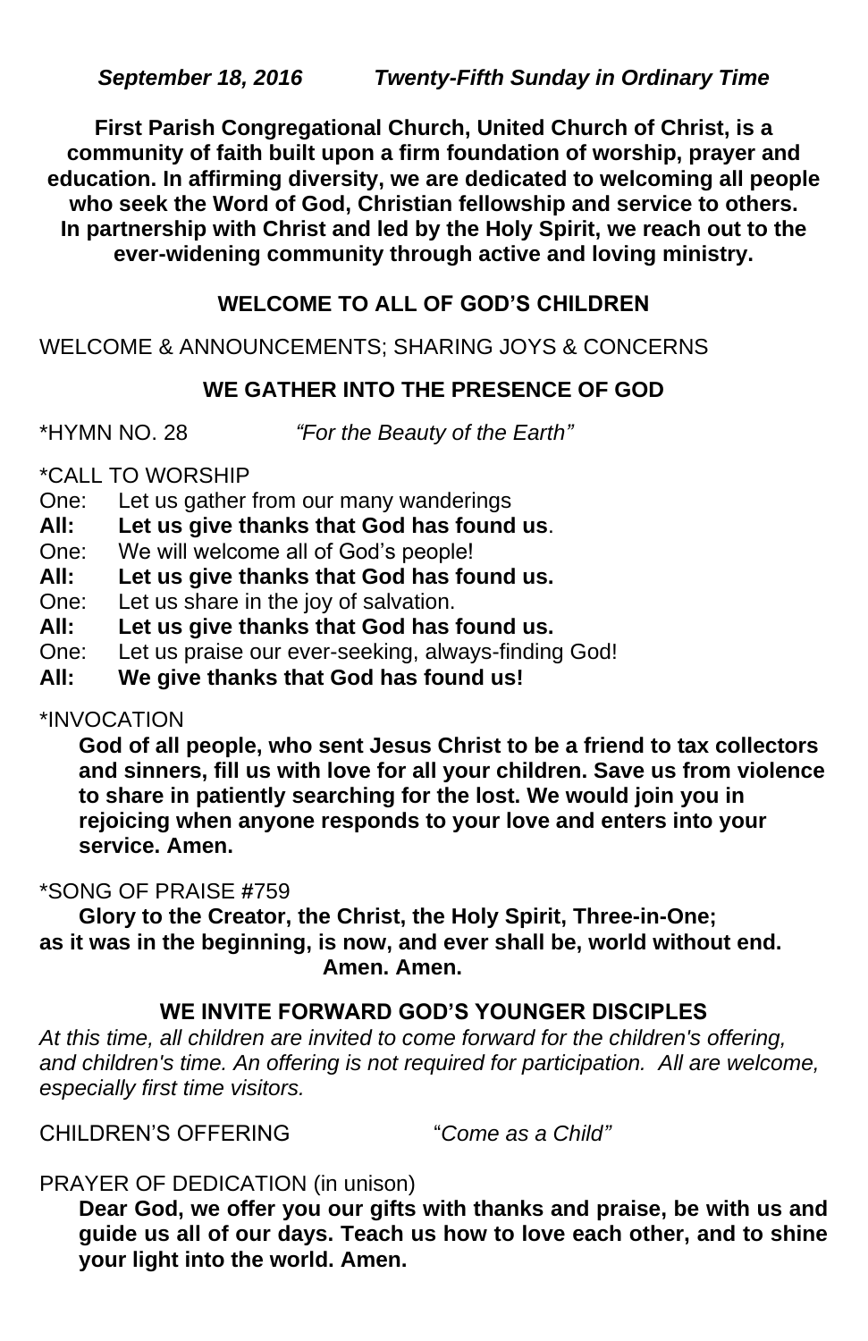***September 18, 2016          Twenty-Fifth Sunday in Ordinary Time***

**First Parish Congregational Church, United Church of Christ, is a community of faith built upon a firm foundation of worship, prayer and education. In affirming diversity, we are dedicated to welcoming all people who seek the Word of God, Christian fellowship and service to others. In partnership with Christ and led by the Holy Spirit, we reach out to the ever-widening community through active and loving ministry.**

## WELCOME TO ALL OF GOD'S CHILDREN

WELCOME & ANNOUNCEMENTS; SHARING JOYS & CONCERNS

## WE GATHER INTO THE PRESENCE OF GOD

*HYMN NO. 28          *"For the Beauty of the Earth"*

*CALL TO WORSHIP

One: Let us gather from our many wanderings
**All: Let us give thanks that God has found us**.
One: We will welcome all of God's people!
**All: Let us give thanks that God has found us.**
One: Let us share in the joy of salvation.
**All: Let us give thanks that God has found us.**
One: Let us praise our ever-seeking, always-finding God!
**All: We give thanks that God has found us!**

*INVOCATION

**God of all people, who sent Jesus Christ to be a friend to tax collectors and sinners, fill us with love for all your children. Save us from violence to share in patiently searching for the lost. We would join you in rejoicing when anyone responds to your love and enters into your service. Amen.**

*SONG OF PRAISE #759

**Glory to the Creator, the Christ, the Holy Spirit, Three-in-One;
as it was in the beginning, is now, and ever shall be, world without end.
Amen. Amen.**

## WE INVITE FORWARD GOD'S YOUNGER DISCIPLES

*At this time, all children are invited to come forward for the children's offering, and children's time. An offering is not required for participation. All are welcome, especially first time visitors.*

CHILDREN'S OFFERING          "*Come as a Child"*

PRAYER OF DEDICATION (in unison)

**Dear God, we offer you our gifts with thanks and praise, be with us and guide us all of our days. Teach us how to love each other, and to shine your light into the world. Amen.**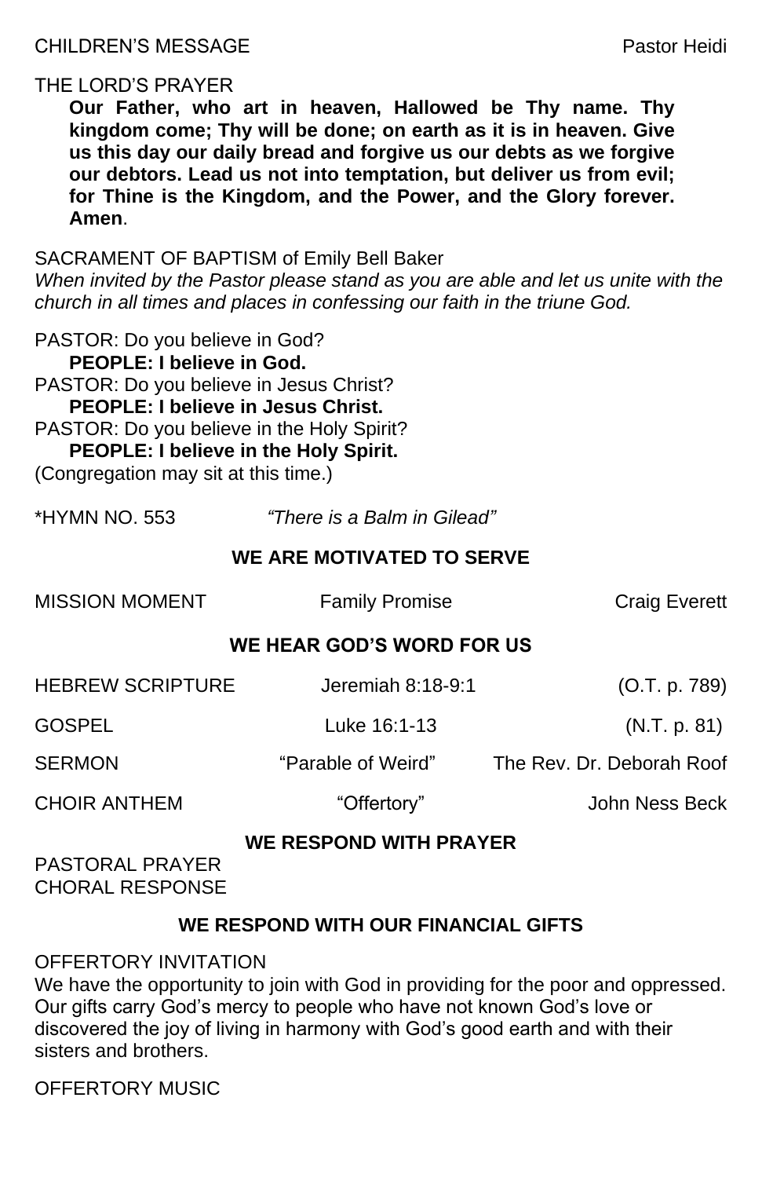CHILDREN'S MESSAGE Pastor Heidi

THE LORD'S PRAYER

**Our Father, who art in heaven, Hallowed be Thy name. Thy kingdom come; Thy will be done; on earth as it is in heaven. Give us this day our daily bread and forgive us our debts as we forgive our debtors. Lead us not into temptation, but deliver us from evil; for Thine is the Kingdom, and the Power, and the Glory forever. Amen**.

SACRAMENT OF BAPTISM of Emily Bell Baker

*When invited by the Pastor please stand as you are able and let us unite with the church in all times and places in confessing our faith in the triune God.*

PASTOR: Do you believe in God?
**PEOPLE: I believe in God.**
PASTOR: Do you believe in Jesus Christ?
**PEOPLE: I believe in Jesus Christ.**
PASTOR: Do you believe in the Holy Spirit?
**PEOPLE: I believe in the Holy Spirit.**
(Congregation may sit at this time.)

*HYMN NO. 553 *"There is a Balm in Gilead"*

## WE ARE MOTIVATED TO SERVE

MISSION MOMENT Family Promise Craig Everett

## WE HEAR GOD'S WORD FOR US

HEBREW SCRIPTURE Jeremiah 8:18-9:1 (O.T. p. 789)

GOSPEL Luke 16:1-13 (N.T. p. 81)

SERMON "Parable of Weird" The Rev. Dr. Deborah Roof

CHOIR ANTHEM "Offertory" John Ness Beck

## WE RESPOND WITH PRAYER

PASTORAL PRAYER
CHORAL RESPONSE

## WE RESPOND WITH OUR FINANCIAL GIFTS

OFFERTORY INVITATION

We have the opportunity to join with God in providing for the poor and oppressed. Our gifts carry God's mercy to people who have not known God's love or discovered the joy of living in harmony with God's good earth and with their sisters and brothers.

OFFERTORY MUSIC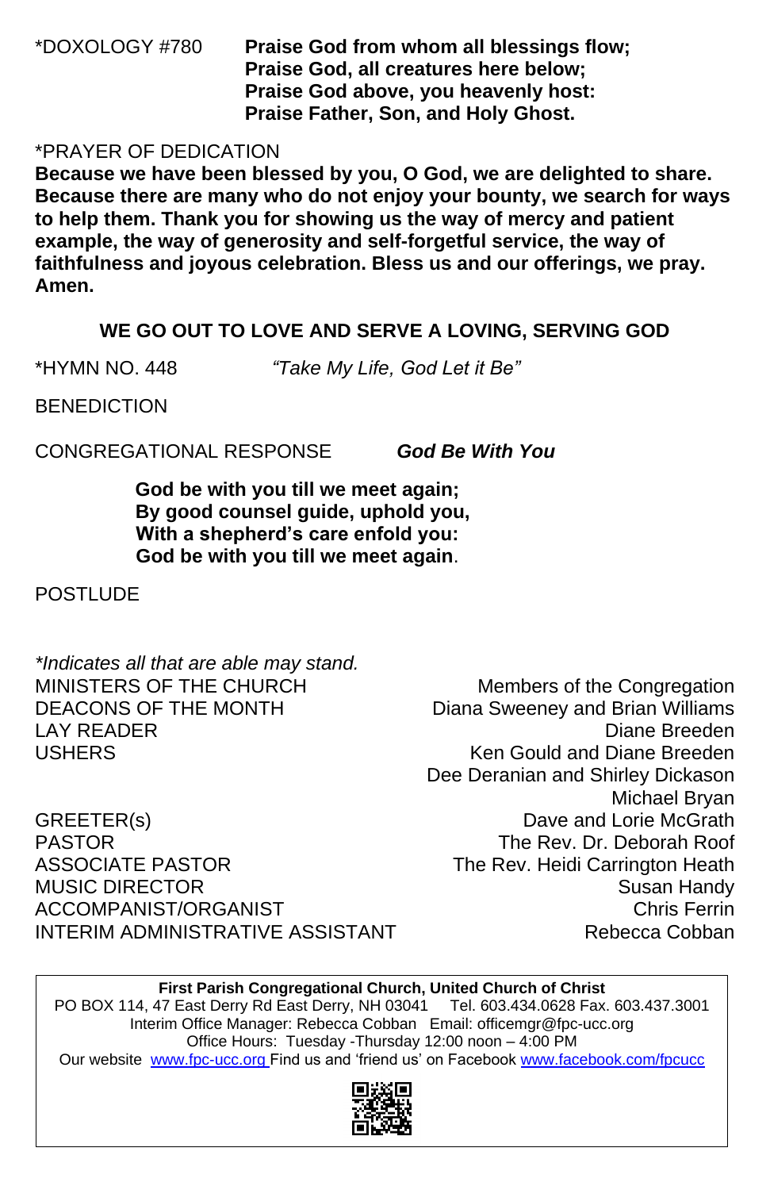*DOXOLOGY #780 **Praise God from whom all blessings flow;**
**Praise God, all creatures here below;**
**Praise God above, you heavenly host:**
**Praise Father, Son, and Holy Ghost.**

*PRAYER OF DEDICATION
**Because we have been blessed by you, O God, we are delighted to share. Because there are many who do not enjoy your bounty, we search for ways to help them. Thank you for showing us the way of mercy and patient example, the way of generosity and self-forgetful service, the way of faithfulness and joyous celebration. Bless us and our offerings, we pray. Amen.**

**WE GO OUT TO LOVE AND SERVE A LOVING, SERVING GOD**

*HYMN NO. 448 *"Take My Life, God Let it Be"*

BENEDICTION

CONGREGATIONAL RESPONSE ***God Be With You***

**God be with you till we meet again;**
**By good counsel guide, uphold you,**
**With a shepherd's care enfold you:**
**God be with you till we meet again**.

POSTLUDE

*\*Indicates all that are able may stand.*

| | |
|---|---|
| MINISTERS OF THE CHURCH | Members of the Congregation |
| DEACONS OF THE MONTH | Diana Sweeney and Brian Williams |
| LAY READER | Diane Breeden |
| USHERS | Ken Gould and Diane Breeden<br>Dee Deranian and Shirley Dickason<br>Michael Bryan |
| GREETER(s) | Dave and Lorie McGrath |
| PASTOR | The Rev. Dr. Deborah Roof |
| ASSOCIATE PASTOR | The Rev. Heidi Carrington Heath |
| MUSIC DIRECTOR | Susan Handy |
| ACCOMPANIST/ORGANIST | Chris Ferrin |
| INTERIM ADMINISTRATIVE ASSISTANT | Rebecca Cobban |

**First Parish Congregational Church, United Church of Christ**
PO BOX 114, 47 East Derry Rd East Derry, NH 03041 Tel. 603.434.0628 Fax. 603.437.3001
Interim Office Manager: Rebecca Cobban Email: officemgr@fpc-ucc.org
Office Hours: Tuesday -Thursday 12:00 noon – 4:00 PM
Our website [www.fpc-ucc.org](http://www.fpc-ucc.org) Find us and 'friend us' on Facebook [www.facebook.com/fpcucc](http://www.facebook.com/fpcucc)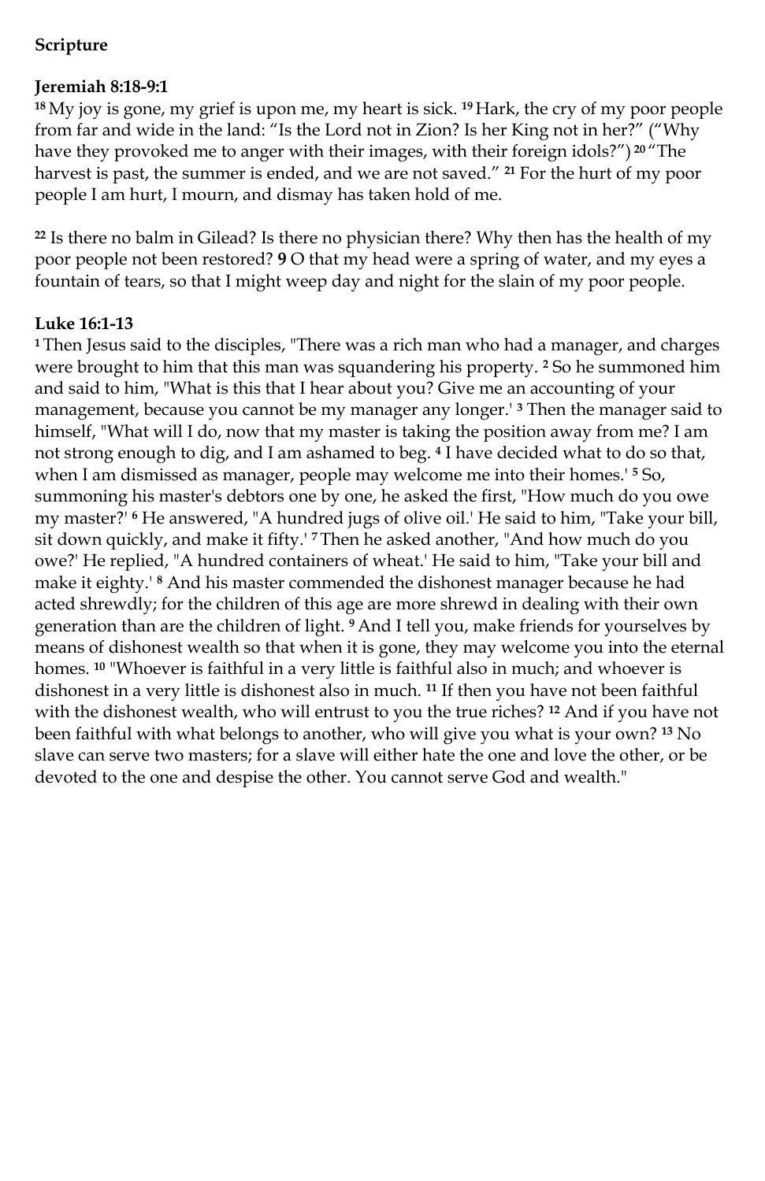**Scripture**

**Jeremiah 8:18-9:1**

[18] My joy is gone, my grief is upon me, my heart is sick. [19] Hark, the cry of my poor people from far and wide in the land: "Is the Lord not in Zion? Is her King not in her?" ("Why have they provoked me to anger with their images, with their foreign idols?") [20] "The harvest is past, the summer is ended, and we are not saved." [21] For the hurt of my poor people I am hurt, I mourn, and dismay has taken hold of me.

[22] Is there no balm in Gilead? Is there no physician there? Why then has the health of my poor people not been restored? **9** O that my head were a spring of water, and my eyes a fountain of tears, so that I might weep day and night for the slain of my poor people.

**Luke 16:1-13**

[1] Then Jesus said to the disciples, "There was a rich man who had a manager, and charges were brought to him that this man was squandering his property. [2] So he summoned him and said to him, "What is this that I hear about you? Give me an accounting of your management, because you cannot be my manager any longer.' [3] Then the manager said to himself, "What will I do, now that my master is taking the position away from me? I am not strong enough to dig, and I am ashamed to beg. [4] I have decided what to do so that, when I am dismissed as manager, people may welcome me into their homes.' [5] So, summoning his master's debtors one by one, he asked the first, "How much do you owe my master?' [6] He answered, "A hundred jugs of olive oil.' He said to him, "Take your bill, sit down quickly, and make it fifty.' [7] Then he asked another, "And how much do you owe?' He replied, "A hundred containers of wheat.' He said to him, "Take your bill and make it eighty.' [8] And his master commended the dishonest manager because he had acted shrewdly; for the children of this age are more shrewd in dealing with their own generation than are the children of light. [9] And I tell you, make friends for yourselves by means of dishonest wealth so that when it is gone, they may welcome you into the eternal homes. [10] "Whoever is faithful in a very little is faithful also in much; and whoever is dishonest in a very little is dishonest also in much. [11] If then you have not been faithful with the dishonest wealth, who will entrust to you the true riches? [12] And if you have not been faithful with what belongs to another, who will give you what is your own? [13] No slave can serve two masters; for a slave will either hate the one and love the other, or be devoted to the one and despise the other. You cannot serve God and wealth."